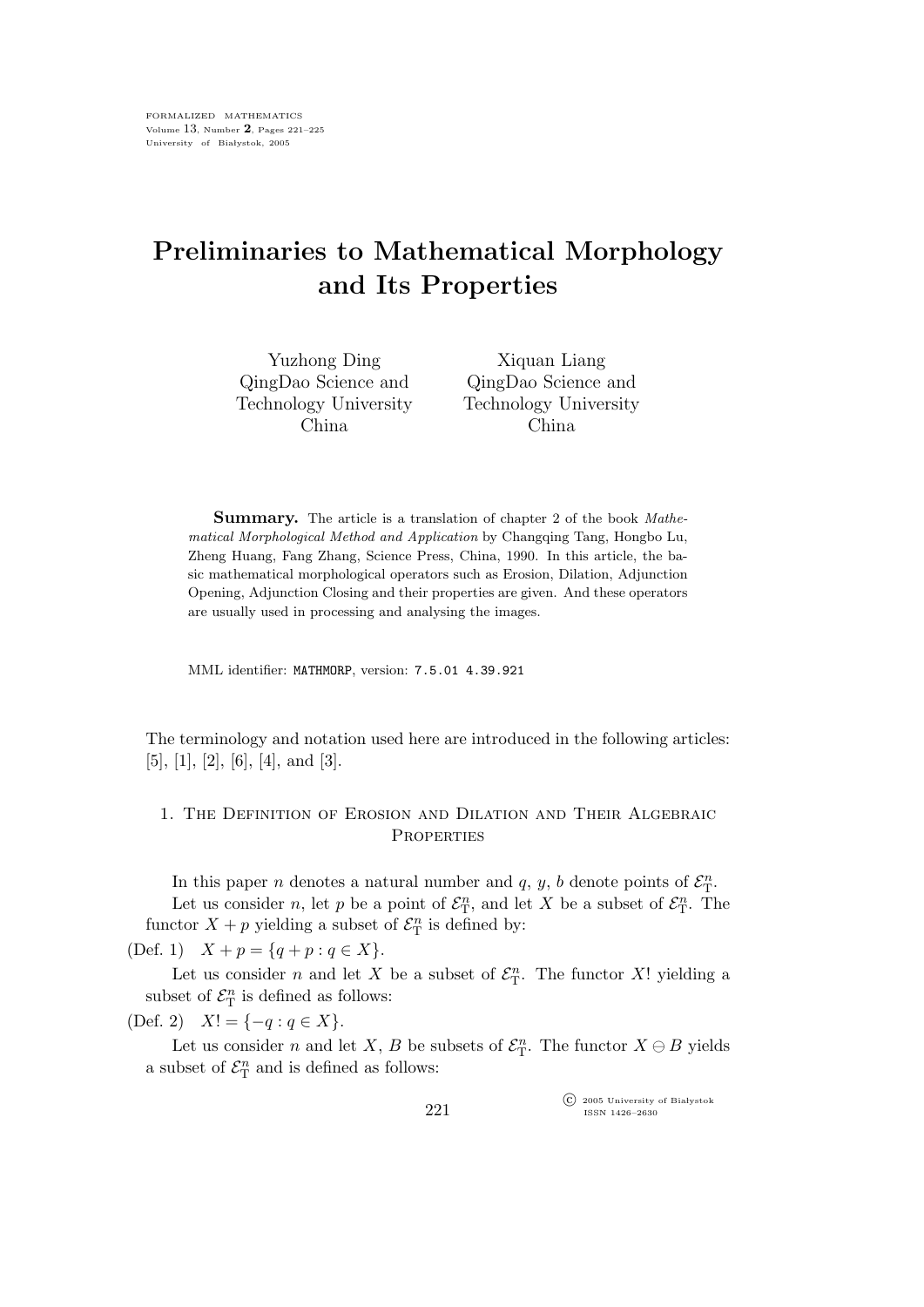# Preliminaries to Mathematical Morphology and Its Properties

Yuzhong Ding
QingDao Science and Technology University
China

Xiquan Liang
QingDao Science and Technology University
China

**Summary.** The article is a translation of chapter 2 of the book *Mathematical Morphological Method and Application* by Changqing Tang, Hongbo Lu, Zheng Huang, Fang Zhang, Science Press, China, 1990. In this article, the basic mathematical morphological operators such as Erosion, Dilation, Adjunction Opening, Adjunction Closing and their properties are given. And these operators are usually used in processing and analysing the images.

MML identifier: MATHMORP, version: 7.5.01 4.39.921

The terminology and notation used here are introduced in the following articles: [5], [1], [2], [6], [4], and [3].

## 1. The Definition of Erosion and Dilation and Their Algebraic Properties

In this paper $n$ denotes a natural number and $q$, $y$, $b$ denote points of $\mathcal{E}^n_{\rm T}$.

Let us consider $n$, let $p$ be a point of $\mathcal{E}^n_{\rm T}$, and let $X$ be a subset of $\mathcal{E}^n_{\rm T}$. The functor $X + p$ yielding a subset of $\mathcal{E}^n_{\rm T}$ is defined by:

(Def. 1) $X + p = \{q + p : q \in X\}$.

Let us consider $n$ and let $X$ be a subset of $\mathcal{E}^n_{\rm T}$. The functor $X!$ yielding a subset of $\mathcal{E}^n_{\rm T}$ is defined as follows:

(Def. 2) $X! = \{-q : q \in X\}$.

Let us consider $n$ and let $X$, $B$ be subsets of $\mathcal{E}^n_{\rm T}$. The functor $X \ominus B$ yields a subset of $\mathcal{E}^n_{\rm T}$ and is defined as follows: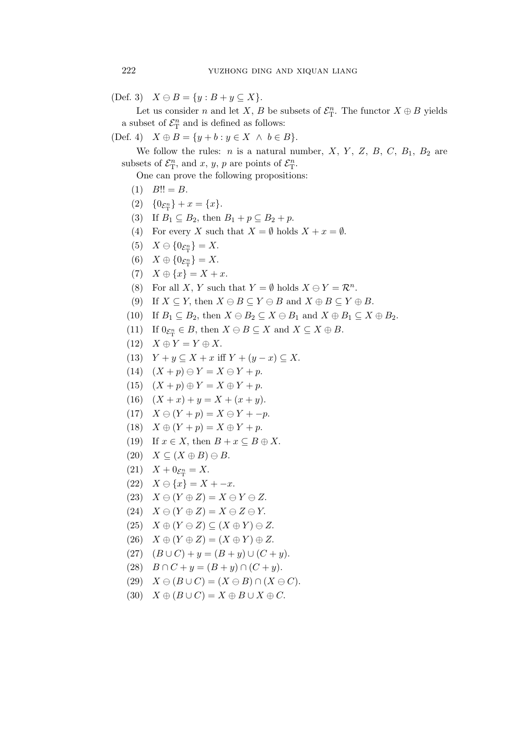(Def. 3) $X \ominus B = \{y : B + y \subseteq X\}$.

Let us consider $n$ and let $X$, $B$ be subsets of $\mathcal{E}^n_{\mathrm{T}}$. The functor $X \oplus B$ yields a subset of $\mathcal{E}^n_{\mathrm{T}}$ and is defined as follows:

(Def. 4) $X \oplus B = \{y + b : y \in X \ \wedge \ b \in B\}$.

We follow the rules: $n$ is a natural number, $X$, $Y$, $Z$, $B$, $C$, $B_1$, $B_2$ are subsets of $\mathcal{E}^n_{\mathrm{T}}$, and $x$, $y$, $p$ are points of $\mathcal{E}^n_{\mathrm{T}}$.

One can prove the following propositions:

(1) $B!! = B$.

(2) $\{0_{\mathcal{E}^n_{\mathrm{T}}}\} + x = \{x\}$.

(3) If $B_1 \subseteq B_2$, then $B_1 + p \subseteq B_2 + p$.

(4) For every $X$ such that $X = \emptyset$ holds $X + x = \emptyset$.

(5) $X \ominus \{0_{\mathcal{E}^n_{\mathrm{T}}}\} = X$.

(6) $X \oplus \{0_{\mathcal{E}^n_{\mathrm{T}}}\} = X$.

(7) $X \oplus \{x\} = X + x$.

(8) For all $X$, $Y$ such that $Y = \emptyset$ holds $X \ominus Y = \mathcal{R}^n$.

(9) If $X \subseteq Y$, then $X \ominus B \subseteq Y \ominus B$ and $X \oplus B \subseteq Y \oplus B$.

(10) If $B_1 \subseteq B_2$, then $X \ominus B_2 \subseteq X \ominus B_1$ and $X \oplus B_1 \subseteq X \oplus B_2$.

(11) If $0_{\mathcal{E}^n_{\mathrm{T}}} \in B$, then $X \ominus B \subseteq X$ and $X \subseteq X \oplus B$.

(12) $X \oplus Y = Y \oplus X$.

(13) $Y + y \subseteq X + x$ iff $Y + (y - x) \subseteq X$.

(14) $(X + p) \ominus Y = X \ominus Y + p$.

(15) $(X + p) \oplus Y = X \oplus Y + p$.

(16) $(X + x) + y = X + (x + y)$.

(17) $X \ominus (Y + p) = X \ominus Y + -p$.

(18) $X \oplus (Y + p) = X \oplus Y + p$.

(19) If $x \in X$, then $B + x \subseteq B \oplus X$.

(20) $X \subseteq (X \oplus B) \ominus B$.

(21) $X + 0_{\mathcal{E}^n_{\mathrm{T}}} = X$.

(22) $X \ominus \{x\} = X + -x$.

(23) $X \ominus (Y \oplus Z) = X \ominus Y \ominus Z$.

(24) $X \ominus (Y \oplus Z) = X \ominus Z \ominus Y$.

(25) $X \oplus (Y \ominus Z) \subseteq (X \oplus Y) \ominus Z$.

(26) $X \oplus (Y \oplus Z) = (X \oplus Y) \oplus Z$.

(27) $(B \cup C) + y = (B + y) \cup (C + y)$.

(28) $B \cap C + y = (B + y) \cap (C + y)$.

(29) $X \ominus (B \cup C) = (X \ominus B) \cap (X \ominus C)$.

(30) $X \oplus (B \cup C) = X \oplus B \cup X \oplus C$.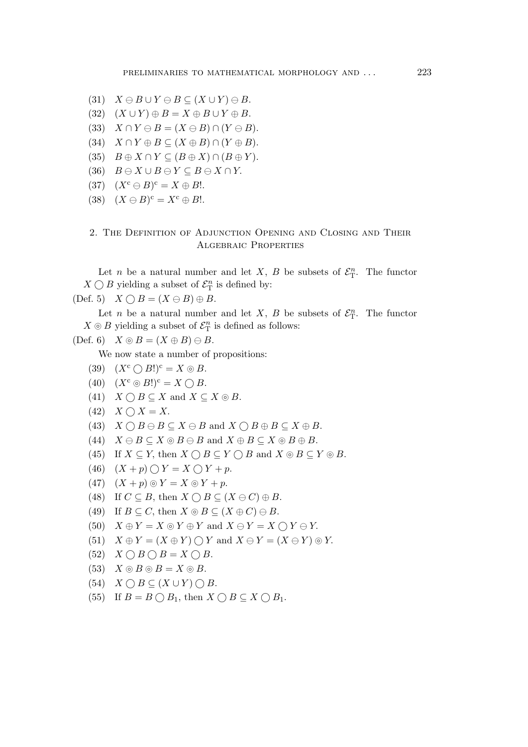(31) $X \ominus B \cup Y \ominus B \subseteq (X \cup Y) \ominus B$.

(32) $(X \cup Y) \oplus B = X \oplus B \cup Y \oplus B$.

(33) $X \cap Y \ominus B = (X \ominus B) \cap (Y \ominus B)$.

(34) $X \cap Y \oplus B \subseteq (X \oplus B) \cap (Y \oplus B)$.

(35) $B \oplus X \cap Y \subseteq (B \oplus X) \cap (B \oplus Y)$.

(36) $B \ominus X \cup B \ominus Y \subseteq B \ominus X \cap Y$.

(37) $(X^{\mathrm{c}} \ominus B)^{\mathrm{c}} = X \oplus B!$.

(38) $(X \ominus B)^{\mathrm{c}} = X^{\mathrm{c}} \oplus B!$.

## 2. The Definition of Adjunction Opening and Closing and Their Algebraic Properties

Let $n$ be a natural number and let $X$, $B$ be subsets of $\mathcal{E}^n_{\mathrm{T}}$. The functor $X \bigcirc B$ yielding a subset of $\mathcal{E}^n_{\mathrm{T}}$ is defined by:

(Def. 5) $X \bigcirc B = (X \ominus B) \oplus B$.

Let $n$ be a natural number and let $X$, $B$ be subsets of $\mathcal{E}^n_{\mathrm{T}}$. The functor $X \circledcirc B$ yielding a subset of $\mathcal{E}^n_{\mathrm{T}}$ is defined as follows:

(Def. 6) $X \circledcirc B = (X \oplus B) \ominus B$.

We now state a number of propositions:

(39) $(X^{\mathrm{c}} \bigcirc B!)^{\mathrm{c}} = X \circledcirc B$.

(40) $(X^{\mathrm{c}} \circledcirc B!)^{\mathrm{c}} = X \bigcirc B$.

(41) $X \bigcirc B \subseteq X$ and $X \subseteq X \circledcirc B$.

(42) $X \bigcirc X = X$.

(43) $X \bigcirc B \ominus B \subseteq X \ominus B$ and $X \bigcirc B \oplus B \subseteq X \oplus B$.

(44) $X \ominus B \subseteq X \circledcirc B \ominus B$ and $X \oplus B \subseteq X \circledcirc B \oplus B$.

(45) If $X \subseteq Y$, then $X \bigcirc B \subseteq Y \bigcirc B$ and $X \circledcirc B \subseteq Y \circledcirc B$.

(46) $(X + p) \bigcirc Y = X \bigcirc Y + p$.

(47) $(X + p) \circledcirc Y = X \circledcirc Y + p$.

(48) If $C \subseteq B$, then $X \bigcirc B \subseteq (X \ominus C) \oplus B$.

(49) If $B \subseteq C$, then $X \circledcirc B \subseteq (X \oplus C) \ominus B$.

(50) $X \oplus Y = X \circledcirc Y \oplus Y$ and $X \ominus Y = X \bigcirc Y \ominus Y$.

(51) $X \oplus Y = (X \oplus Y) \bigcirc Y$ and $X \ominus Y = (X \ominus Y) \circledcirc Y$.

(52) $X \bigcirc B \bigcirc B = X \bigcirc B$.

(53) $X \circledcirc B \circledcirc B = X \circledcirc B$.

(54) $X \bigcirc B \subseteq (X \cup Y) \bigcirc B$.

(55) If $B = B \bigcirc B_1$, then $X \bigcirc B \subseteq X \bigcirc B_1$.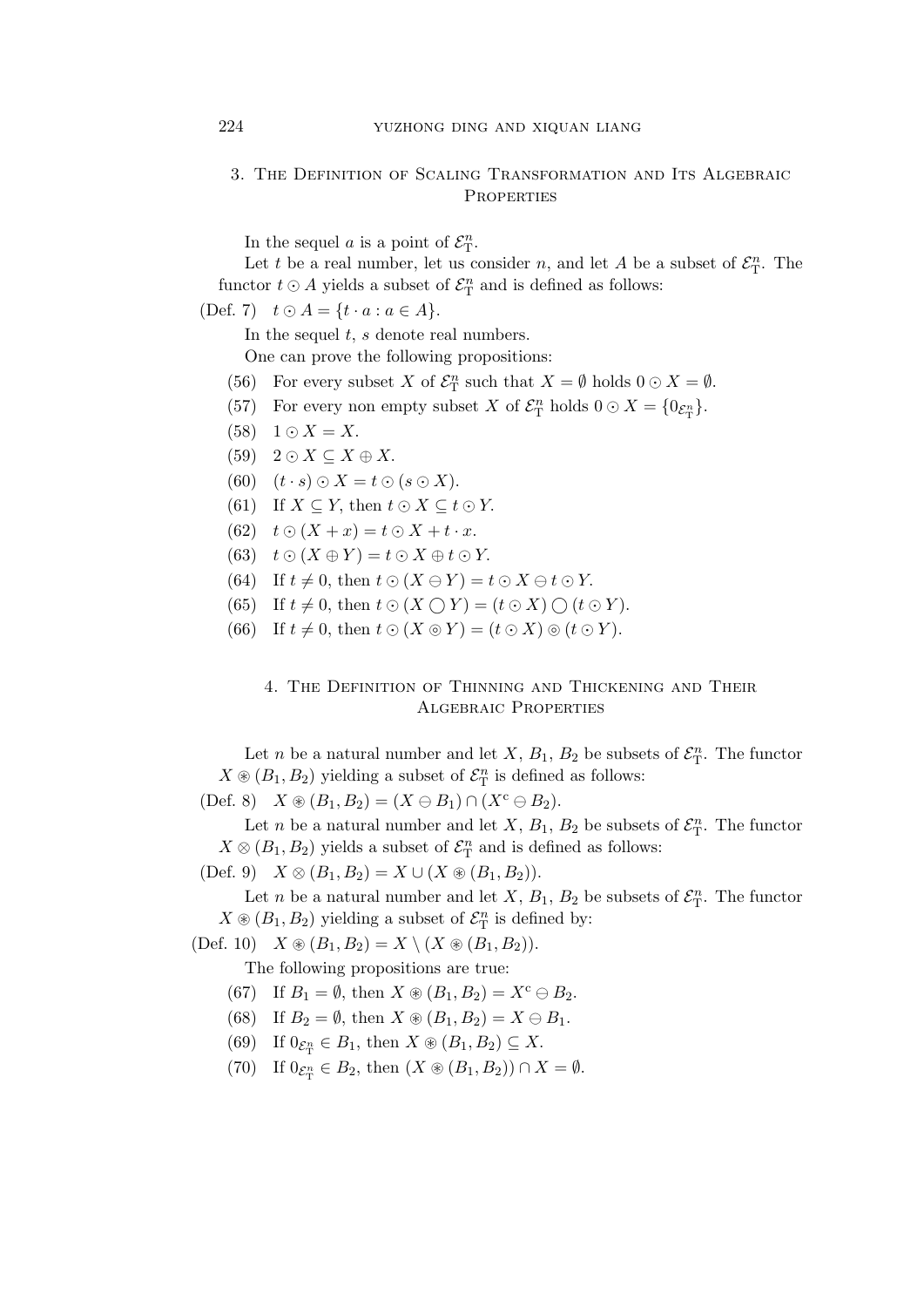## 3. The Definition of Scaling Transformation and Its Algebraic Properties

In the sequel $a$ is a point of $\mathcal{E}^n_{\mathrm{T}}$.

Let $t$ be a real number, let us consider $n$, and let $A$ be a subset of $\mathcal{E}^n_{\mathrm{T}}$. The functor $t \odot A$ yields a subset of $\mathcal{E}^n_{\mathrm{T}}$ and is defined as follows:

(Def. 7) $t \odot A = \{t \cdot a : a \in A\}$.

In the sequel $t$, $s$ denote real numbers.

One can prove the following propositions:

(56) For every subset $X$ of $\mathcal{E}^n_{\mathrm{T}}$ such that $X = \emptyset$ holds $0 \odot X = \emptyset$.

(57) For every non empty subset $X$ of $\mathcal{E}^n_{\mathrm{T}}$ holds $0 \odot X = \{0_{\mathcal{E}^n_{\mathrm{T}}}\}$.

(58) $1 \odot X = X$.

(59) $2 \odot X \subseteq X \oplus X$.

(60) $(t \cdot s) \odot X = t \odot (s \odot X)$.

(61) If $X \subseteq Y$, then $t \odot X \subseteq t \odot Y$.

(62) $t \odot (X + x) = t \odot X + t \cdot x$.

(63) $t \odot (X \oplus Y) = t \odot X \oplus t \odot Y$.

(64) If $t \neq 0$, then $t \odot (X \ominus Y) = t \odot X \ominus t \odot Y$.

(65) If $t \neq 0$, then $t \odot (X \bigcirc Y) = (t \odot X) \bigcirc (t \odot Y)$.

(66) If $t \neq 0$, then $t \odot (X \circledcirc Y) = (t \odot X) \circledcirc (t \odot Y)$.

## 4. The Definition of Thinning and Thickening and Their Algebraic Properties

Let $n$ be a natural number and let $X$, $B_1$, $B_2$ be subsets of $\mathcal{E}^n_{\mathrm{T}}$. The functor $X \circledast (B_1, B_2)$ yielding a subset of $\mathcal{E}^n_{\mathrm{T}}$ is defined as follows:

(Def. 8) $X \circledast (B_1, B_2) = (X \ominus B_1) \cap (X^{\mathrm{c}} \ominus B_2)$.

Let $n$ be a natural number and let $X$, $B_1$, $B_2$ be subsets of $\mathcal{E}^n_{\mathrm{T}}$. The functor $X \otimes (B_1, B_2)$ yields a subset of $\mathcal{E}^n_{\mathrm{T}}$ and is defined as follows:

(Def. 9) $X \otimes (B_1, B_2) = X \cup (X \circledast (B_1, B_2))$.

Let $n$ be a natural number and let $X$, $B_1$, $B_2$ be subsets of $\mathcal{E}^n_{\mathrm{T}}$. The functor $X \circledast (B_1, B_2)$ yielding a subset of $\mathcal{E}^n_{\mathrm{T}}$ is defined by:

(Def. 10) $X \circledast (B_1, B_2) = X \setminus (X \circledast (B_1, B_2))$.

The following propositions are true:

(67) If $B_1 = \emptyset$, then $X \circledast (B_1, B_2) = X^{\mathrm{c}} \ominus B_2$.

(68) If $B_2 = \emptyset$, then $X \circledast (B_1, B_2) = X \ominus B_1$.

(69) If $0_{\mathcal{E}^n_{\mathrm{T}}} \in B_1$, then $X \circledast (B_1, B_2) \subseteq X$.

(70) If $0_{\mathcal{E}^n_{\mathrm{T}}} \in B_2$, then $(X \circledast (B_1, B_2)) \cap X = \emptyset$.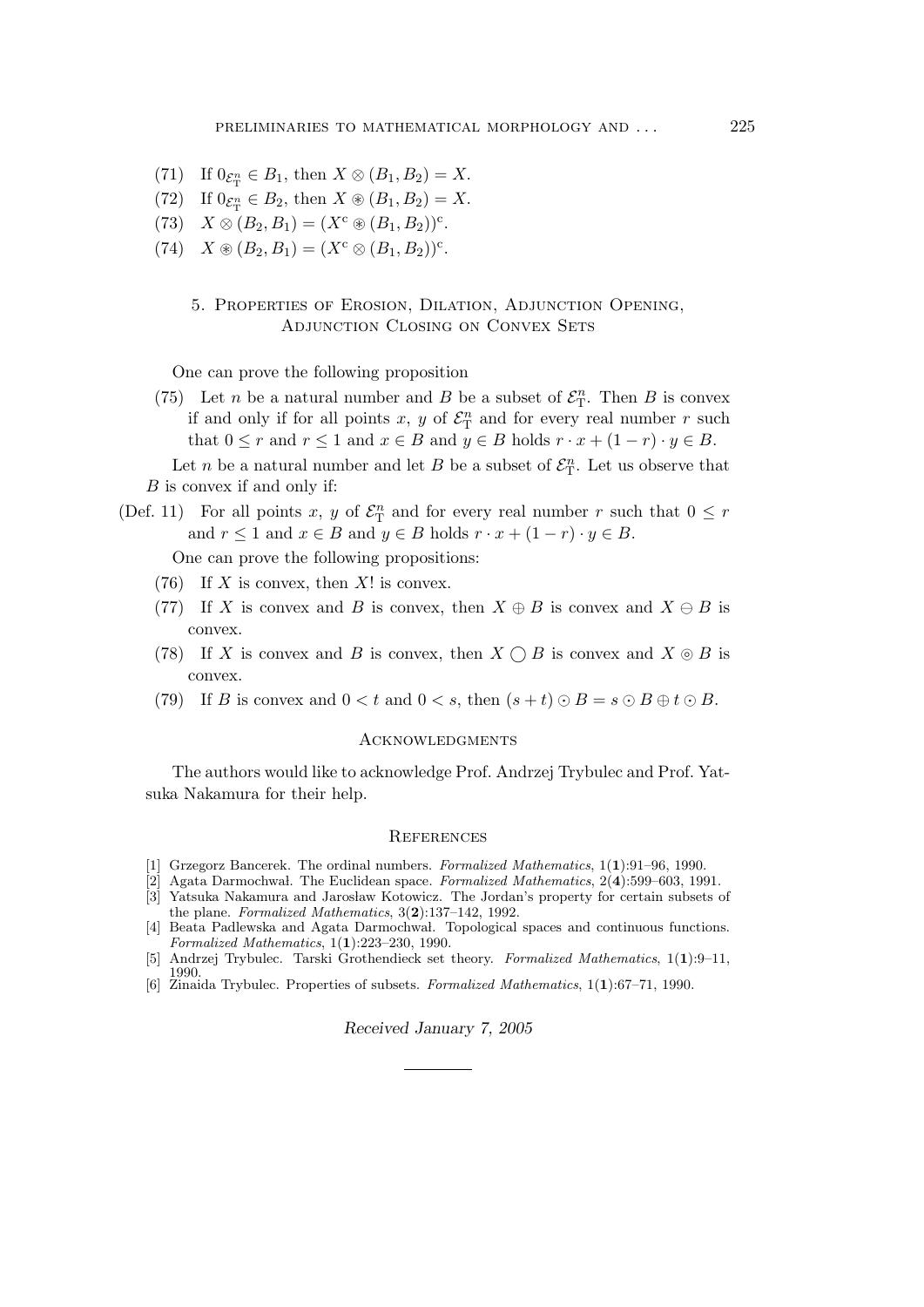(71) If $0_{\mathcal{E}^n_{\rm T}} \in B_1$, then $X \otimes (B_1, B_2) = X$.

(72) If $0_{\mathcal{E}^n_{\rm T}} \in B_2$, then $X \circledast (B_1, B_2) = X$.

(73) $X \otimes (B_2, B_1) = (X^{\rm c} \circledast (B_1, B_2))^{\rm c}$.

(74) $X \circledast (B_2, B_1) = (X^{\rm c} \otimes (B_1, B_2))^{\rm c}$.

## 5. Properties of Erosion, Dilation, Adjunction Opening, Adjunction Closing on Convex Sets

One can prove the following proposition

(75) Let $n$ be a natural number and $B$ be a subset of $\mathcal{E}^n_{\rm T}$. Then $B$ is convex if and only if for all points $x$, $y$ of $\mathcal{E}^n_{\rm T}$ and for every real number $r$ such that $0 \leq r$ and $r \leq 1$ and $x \in B$ and $y \in B$ holds $r \cdot x + (1 - r) \cdot y \in B$.

Let $n$ be a natural number and let $B$ be a subset of $\mathcal{E}^n_{\rm T}$. Let us observe that $B$ is convex if and only if:

(Def. 11) For all points $x$, $y$ of $\mathcal{E}^n_{\rm T}$ and for every real number $r$ such that $0 \leq r$ and $r \leq 1$ and $x \in B$ and $y \in B$ holds $r \cdot x + (1 - r) \cdot y \in B$.

One can prove the following propositions:

(76) If $X$ is convex, then $X!$ is convex.

(77) If $X$ is convex and $B$ is convex, then $X \oplus B$ is convex and $X \ominus B$ is convex.

(78) If $X$ is convex and $B$ is convex, then $X \bigcirc B$ is convex and $X \circledcirc B$ is convex.

(79) If $B$ is convex and $0 < t$ and $0 < s$, then $(s + t) \odot B = s \odot B \oplus t \odot B$.

## Acknowledgments

The authors would like to acknowledge Prof. Andrzej Trybulec and Prof. Yatsuka Nakamura for their help.

## References

[1] Grzegorz Bancerek. The ordinal numbers. *Formalized Mathematics*, 1(**1**):91–96, 1990.

[2] Agata Darmochwał. The Euclidean space. *Formalized Mathematics*, 2(**4**):599–603, 1991.

[3] Yatsuka Nakamura and Jarosław Kotowicz. The Jordan's property for certain subsets of the plane. *Formalized Mathematics*, 3(**2**):137–142, 1992.

[4] Beata Padlewska and Agata Darmochwał. Topological spaces and continuous functions. *Formalized Mathematics*, 1(**1**):223–230, 1990.

[5] Andrzej Trybulec. Tarski Grothendieck set theory. *Formalized Mathematics*, 1(**1**):9–11, 1990.

[6] Zinaida Trybulec. Properties of subsets. *Formalized Mathematics*, 1(**1**):67–71, 1990.

*Received January 7, 2005*